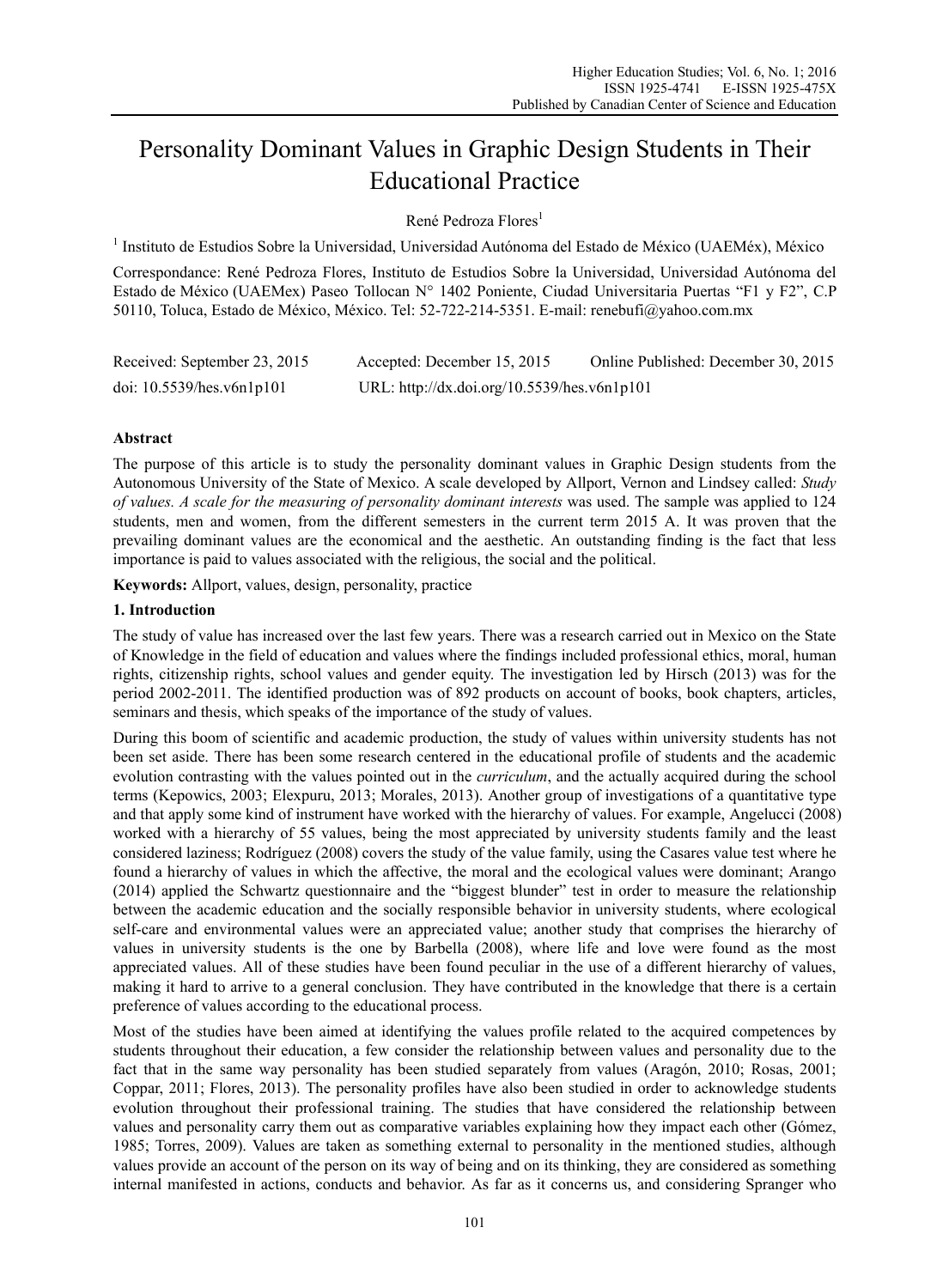# Personality Dominant Values in Graphic Design Students in Their Educational Practice

René Pedroza Flores[1]

[1] Instituto de Estudios Sobre la Universidad, Universidad Autónoma del Estado de México (UAEMéx), México

Correspondance: René Pedroza Flores, Instituto de Estudios Sobre la Universidad, Universidad Autónoma del Estado de México (UAEMex) Paseo Tollocan N° 1402 Poniente, Ciudad Universitaria Puertas "F1 y F2", C.P 50110, Toluca, Estado de México, México. Tel: 52-722-214-5351. E-mail: renebufi@yahoo.com.mx

Received: September 23, 2015 Accepted: December 15, 2015 Online Published: December 30, 2015

doi: 10.5539/hes.v6n1p101 URL: http://dx.doi.org/10.5539/hes.v6n1p101

## Abstract

The purpose of this article is to study the personality dominant values in Graphic Design students from the Autonomous University of the State of Mexico. A scale developed by Allport, Vernon and Lindsey called: *Study of values. A scale for the measuring of personality dominant interests* was used. The sample was applied to 124 students, men and women, from the different semesters in the current term 2015 A. It was proven that the prevailing dominant values are the economical and the aesthetic. An outstanding finding is the fact that less importance is paid to values associated with the religious, the social and the political.

**Keywords:** Allport, values, design, personality, practice

## 1. Introduction

The study of value has increased over the last few years. There was a research carried out in Mexico on the State of Knowledge in the field of education and values where the findings included professional ethics, moral, human rights, citizenship rights, school values and gender equity. The investigation led by Hirsch (2013) was for the period 2002-2011. The identified production was of 892 products on account of books, book chapters, articles, seminars and thesis, which speaks of the importance of the study of values.

During this boom of scientific and academic production, the study of values within university students has not been set aside. There has been some research centered in the educational profile of students and the academic evolution contrasting with the values pointed out in the *curriculum*, and the actually acquired during the school terms (Kepowics, 2003; Elexpuru, 2013; Morales, 2013). Another group of investigations of a quantitative type and that apply some kind of instrument have worked with the hierarchy of values. For example, Angelucci (2008) worked with a hierarchy of 55 values, being the most appreciated by university students family and the least considered laziness; Rodríguez (2008) covers the study of the value family, using the Casares value test where he found a hierarchy of values in which the affective, the moral and the ecological values were dominant; Arango (2014) applied the Schwartz questionnaire and the "biggest blunder" test in order to measure the relationship between the academic education and the socially responsible behavior in university students, where ecological self-care and environmental values were an appreciated value; another study that comprises the hierarchy of values in university students is the one by Barbella (2008), where life and love were found as the most appreciated values. All of these studies have been found peculiar in the use of a different hierarchy of values, making it hard to arrive to a general conclusion. They have contributed in the knowledge that there is a certain preference of values according to the educational process.

Most of the studies have been aimed at identifying the values profile related to the acquired competences by students throughout their education, a few consider the relationship between values and personality due to the fact that in the same way personality has been studied separately from values (Aragón, 2010; Rosas, 2001; Coppar, 2011; Flores, 2013). The personality profiles have also been studied in order to acknowledge students evolution throughout their professional training. The studies that have considered the relationship between values and personality carry them out as comparative variables explaining how they impact each other (Gómez, 1985; Torres, 2009). Values are taken as something external to personality in the mentioned studies, although values provide an account of the person on its way of being and on its thinking, they are considered as something internal manifested in actions, conducts and behavior. As far as it concerns us, and considering Spranger who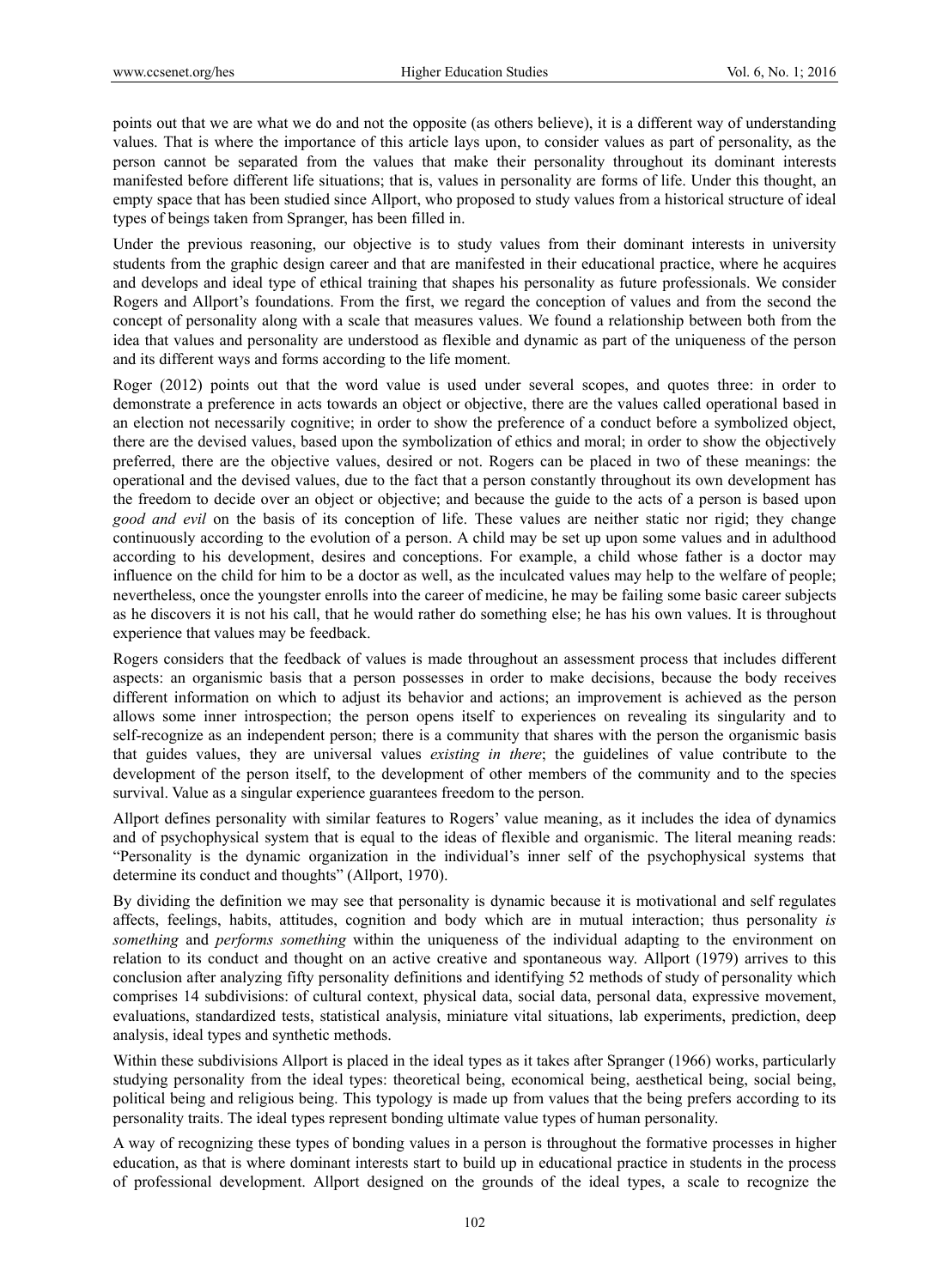points out that we are what we do and not the opposite (as others believe), it is a different way of understanding values. That is where the importance of this article lays upon, to consider values as part of personality, as the person cannot be separated from the values that make their personality throughout its dominant interests manifested before different life situations; that is, values in personality are forms of life. Under this thought, an empty space that has been studied since Allport, who proposed to study values from a historical structure of ideal types of beings taken from Spranger, has been filled in.

Under the previous reasoning, our objective is to study values from their dominant interests in university students from the graphic design career and that are manifested in their educational practice, where he acquires and develops and ideal type of ethical training that shapes his personality as future professionals. We consider Rogers and Allport's foundations. From the first, we regard the conception of values and from the second the concept of personality along with a scale that measures values. We found a relationship between both from the idea that values and personality are understood as flexible and dynamic as part of the uniqueness of the person and its different ways and forms according to the life moment.

Roger (2012) points out that the word value is used under several scopes, and quotes three: in order to demonstrate a preference in acts towards an object or objective, there are the values called operational based in an election not necessarily cognitive; in order to show the preference of a conduct before a symbolized object, there are the devised values, based upon the symbolization of ethics and moral; in order to show the objectively preferred, there are the objective values, desired or not. Rogers can be placed in two of these meanings: the operational and the devised values, due to the fact that a person constantly throughout its own development has the freedom to decide over an object or objective; and because the guide to the acts of a person is based upon *good and evil* on the basis of its conception of life. These values are neither static nor rigid; they change continuously according to the evolution of a person. A child may be set up upon some values and in adulthood according to his development, desires and conceptions. For example, a child whose father is a doctor may influence on the child for him to be a doctor as well, as the inculcated values may help to the welfare of people; nevertheless, once the youngster enrolls into the career of medicine, he may be failing some basic career subjects as he discovers it is not his call, that he would rather do something else; he has his own values. It is throughout experience that values may be feedback.

Rogers considers that the feedback of values is made throughout an assessment process that includes different aspects: an organismic basis that a person possesses in order to make decisions, because the body receives different information on which to adjust its behavior and actions; an improvement is achieved as the person allows some inner introspection; the person opens itself to experiences on revealing its singularity and to self-recognize as an independent person; there is a community that shares with the person the organismic basis that guides values, they are universal values *existing in there*; the guidelines of value contribute to the development of the person itself, to the development of other members of the community and to the species survival. Value as a singular experience guarantees freedom to the person.

Allport defines personality with similar features to Rogers' value meaning, as it includes the idea of dynamics and of psychophysical system that is equal to the ideas of flexible and organismic. The literal meaning reads: "Personality is the dynamic organization in the individual's inner self of the psychophysical systems that determine its conduct and thoughts" (Allport, 1970).

By dividing the definition we may see that personality is dynamic because it is motivational and self regulates affects, feelings, habits, attitudes, cognition and body which are in mutual interaction; thus personality *is something* and *performs something* within the uniqueness of the individual adapting to the environment on relation to its conduct and thought on an active creative and spontaneous way. Allport (1979) arrives to this conclusion after analyzing fifty personality definitions and identifying 52 methods of study of personality which comprises 14 subdivisions: of cultural context, physical data, social data, personal data, expressive movement, evaluations, standardized tests, statistical analysis, miniature vital situations, lab experiments, prediction, deep analysis, ideal types and synthetic methods.

Within these subdivisions Allport is placed in the ideal types as it takes after Spranger (1966) works, particularly studying personality from the ideal types: theoretical being, economical being, aesthetical being, social being, political being and religious being. This typology is made up from values that the being prefers according to its personality traits. The ideal types represent bonding ultimate value types of human personality.

A way of recognizing these types of bonding values in a person is throughout the formative processes in higher education, as that is where dominant interests start to build up in educational practice in students in the process of professional development. Allport designed on the grounds of the ideal types, a scale to recognize the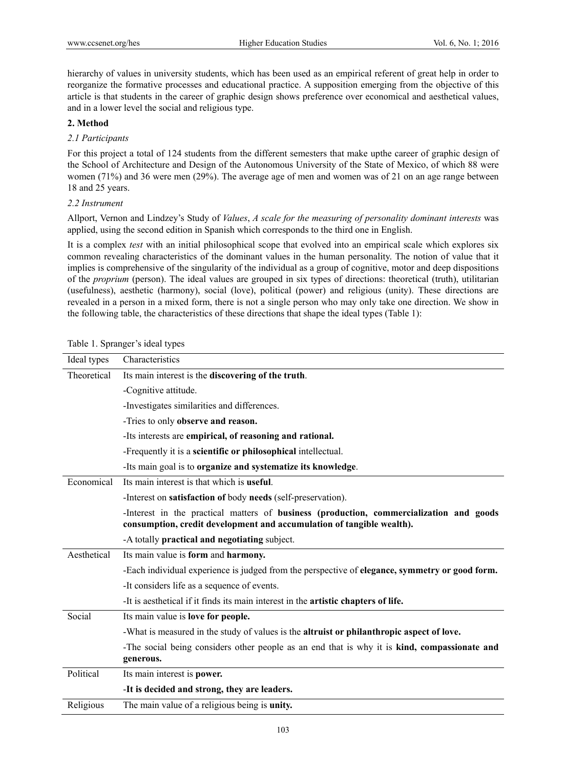hierarchy of values in university students, which has been used as an empirical referent of great help in order to reorganize the formative processes and educational practice. A supposition emerging from the objective of this article is that students in the career of graphic design shows preference over economical and aesthetical values, and in a lower level the social and religious type.

## 2. Method

### *2.1 Participants*

For this project a total of 124 students from the different semesters that make upthe career of graphic design of the School of Architecture and Design of the Autonomous University of the State of Mexico, of which 88 were women (71%) and 36 were men (29%). The average age of men and women was of 21 on an age range between 18 and 25 years.

### *2.2 Instrument*

Allport, Vernon and Lindzey's Study of *Values*, *A scale for the measuring of personality dominant interests* was applied, using the second edition in Spanish which corresponds to the third one in English.

It is a complex *test* with an initial philosophical scope that evolved into an empirical scale which explores six common revealing characteristics of the dominant values in the human personality. The notion of value that it implies is comprehensive of the singularity of the individual as a group of cognitive, motor and deep dispositions of the *proprium* (person). The ideal values are grouped in six types of directions: theoretical (truth), utilitarian (usefulness), aesthetic (harmony), social (love), political (power) and religious (unity). These directions are revealed in a person in a mixed form, there is not a single person who may only take one direction. We show in the following table, the characteristics of these directions that shape the ideal types (Table 1):

Table 1. Spranger's ideal types

| Ideal types | Characteristics |
|---|---|
| Theoretical | Its main interest is the **discovering of the truth**. |
| | -Cognitive attitude. |
| | -Investigates similarities and differences. |
| | -Tries to only **observe and reason.** |
| | -Its interests are **empirical, of reasoning and rational.** |
| | -Frequently it is a **scientific or philosophical** intellectual. |
| | -Its main goal is to **organize and systematize its knowledge**. |
| Economical | Its main interest is that which is **useful**. |
| | -Interest on **satisfaction of** body **needs** (self-preservation). |
| | -Interest in the practical matters of **business (production, commercialization and goods consumption, credit development and accumulation of tangible wealth).** |
| | -A totally **practical and negotiating** subject. |
| Aesthetical | Its main value is **form** and **harmony.** |
| | -Each individual experience is judged from the perspective of **elegance, symmetry or good form.** |
| | -It considers life as a sequence of events. |
| | -It is aesthetical if it finds its main interest in the **artistic chapters of life.** |
| Social | Its main value is **love for people.** |
| | -What is measured in the study of values is the **altruist or philanthropic aspect of love.** |
| | -The social being considers other people as an end that is why it is **kind, compassionate and generous.** |
| Political | Its main interest is **power.** |
| | -**It is decided and strong, they are leaders.** |
| Religious | The main value of a religious being is **unity.** |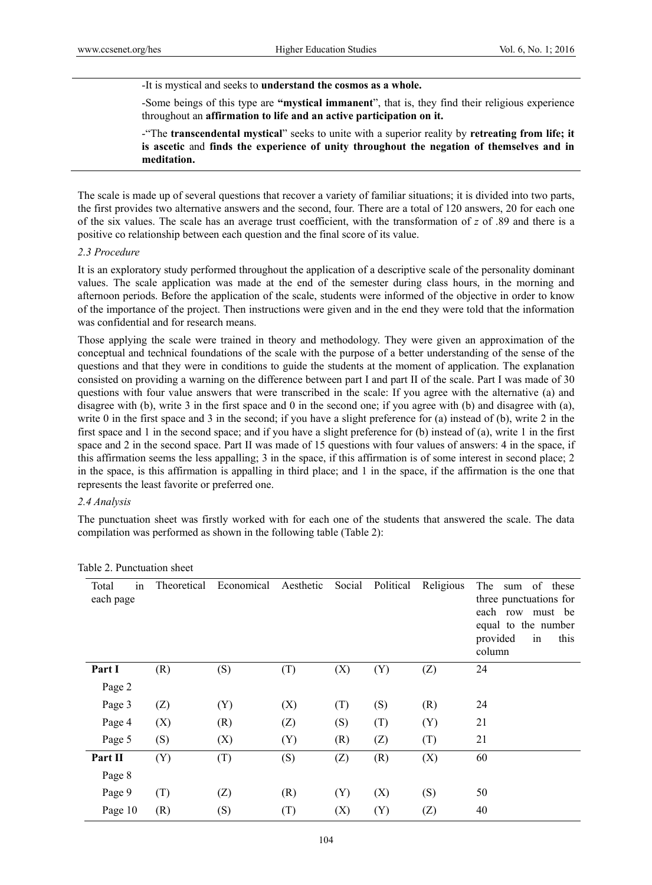-It is mystical and seeks to **understand the cosmos as a whole.**

-Some beings of this type are **"mystical immanent**", that is, they find their religious experience throughout an **affirmation to life and an active participation on it.**

-"The **transcendental mystical**" seeks to unite with a superior reality by **retreating from life; it is ascetic** and **finds the experience of unity throughout the negation of themselves and in meditation.**

The scale is made up of several questions that recover a variety of familiar situations; it is divided into two parts, the first provides two alternative answers and the second, four. There are a total of 120 answers, 20 for each one of the six values. The scale has an average trust coefficient, with the transformation of *z* of .89 and there is a positive co relationship between each question and the final score of its value.

### 2.3 Procedure

It is an exploratory study performed throughout the application of a descriptive scale of the personality dominant values. The scale application was made at the end of the semester during class hours, in the morning and afternoon periods. Before the application of the scale, students were informed of the objective in order to know of the importance of the project. Then instructions were given and in the end they were told that the information was confidential and for research means.

Those applying the scale were trained in theory and methodology. They were given an approximation of the conceptual and technical foundations of the scale with the purpose of a better understanding of the sense of the questions and that they were in conditions to guide the students at the moment of application. The explanation consisted on providing a warning on the difference between part I and part II of the scale. Part I was made of 30 questions with four value answers that were transcribed in the scale: If you agree with the alternative (a) and disagree with (b), write 3 in the first space and 0 in the second one; if you agree with (b) and disagree with (a), write 0 in the first space and 3 in the second; if you have a slight preference for (a) instead of (b), write 2 in the first space and 1 in the second space; and if you have a slight preference for (b) instead of (a), write 1 in the first space and 2 in the second space. Part II was made of 15 questions with four values of answers: 4 in the space, if this affirmation seems the less appalling; 3 in the space, if this affirmation is of some interest in second place; 2 in the space, is this affirmation is appalling in third place; and 1 in the space, if the affirmation is the one that represents the least favorite or preferred one.

### 2.4 Analysis

The punctuation sheet was firstly worked with for each one of the students that answered the scale. The data compilation was performed as shown in the following table (Table 2):

Table 2. Punctuation sheet

| Total in each page | Theoretical | Economical | Aesthetic | Social | Political | Religious | The sum of these three punctuations for each row must be equal to the number provided in this column |
|---|---|---|---|---|---|---|---|
| **Part I** Page 2 | (R) | (S) | (T) | (X) | (Y) | (Z) | 24 |
| Page 3 | (Z) | (Y) | (X) | (T) | (S) | (R) | 24 |
| Page 4 | (X) | (R) | (Z) | (S) | (T) | (Y) | 21 |
| Page 5 | (S) | (X) | (Y) | (R) | (Z) | (T) | 21 |
| **Part II** Page 8 | (Y) | (T) | (S) | (Z) | (R) | (X) | 60 |
| Page 9 | (T) | (Z) | (R) | (Y) | (X) | (S) | 50 |
| Page 10 | (R) | (S) | (T) | (X) | (Y) | (Z) | 40 |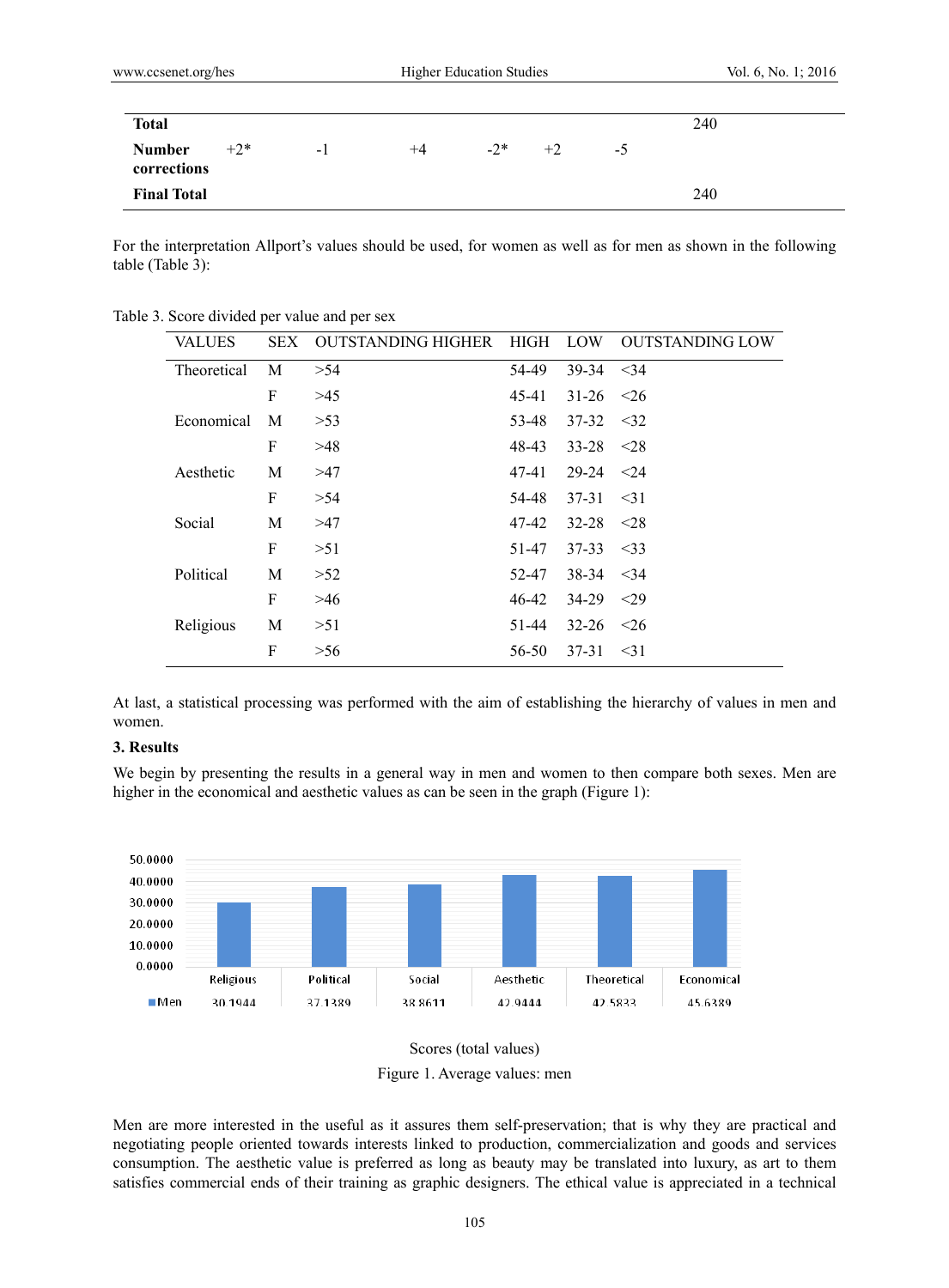| | | | | | | | |
|---|---|---|---|---|---|---|---|
| **Total** | | | | | | | 240 |
| **Number corrections** | +2* | -1 | +4 | -2* | +2 | -5 | |
| **Final Total** | | | | | | | 240 |

For the interpretation Allport's values should be used, for women as well as for men as shown in the following table (Table 3):

Table 3. Score divided per value and per sex

| VALUES | SEX | OUTSTANDING HIGHER | HIGH | LOW | OUTSTANDING LOW |
|---|---|---|---|---|---|
| Theoretical | M | >54 | 54-49 | 39-34 | <34 |
| | F | >45 | 45-41 | 31-26 | <26 |
| Economical | M | >53 | 53-48 | 37-32 | <32 |
| | F | >48 | 48-43 | 33-28 | <28 |
| Aesthetic | M | >47 | 47-41 | 29-24 | <24 |
| | F | >54 | 54-48 | 37-31 | <31 |
| Social | M | >47 | 47-42 | 32-28 | <28 |
| | F | >51 | 51-47 | 37-33 | <33 |
| Political | M | >52 | 52-47 | 38-34 | <34 |
| | F | >46 | 46-42 | 34-29 | <29 |
| Religious | M | >51 | 51-44 | 32-26 | <26 |
| | F | >56 | 56-50 | 37-31 | <31 |

At last, a statistical processing was performed with the aim of establishing the hierarchy of values in men and women.

### 3. Results

We begin by presenting the results in a general way in men and women to then compare both sexes. Men are higher in the economical and aesthetic values as can be seen in the graph (Figure 1):

| | Religious | Political | Social | Aesthetic | Theoretical | Economical |
|---|---|---|---|---|---|---|
| Men | 30.1944 | 37.1389 | 38.8611 | 42.9444 | 42.5833 | 45.6389 |

Scores (total values)

Figure 1. Average values: men

Men are more interested in the useful as it assures them self-preservation; that is why they are practical and negotiating people oriented towards interests linked to production, commercialization and goods and services consumption. The aesthetic value is preferred as long as beauty may be translated into luxury, as art to them satisfies commercial ends of their training as graphic designers. The ethical value is appreciated in a technical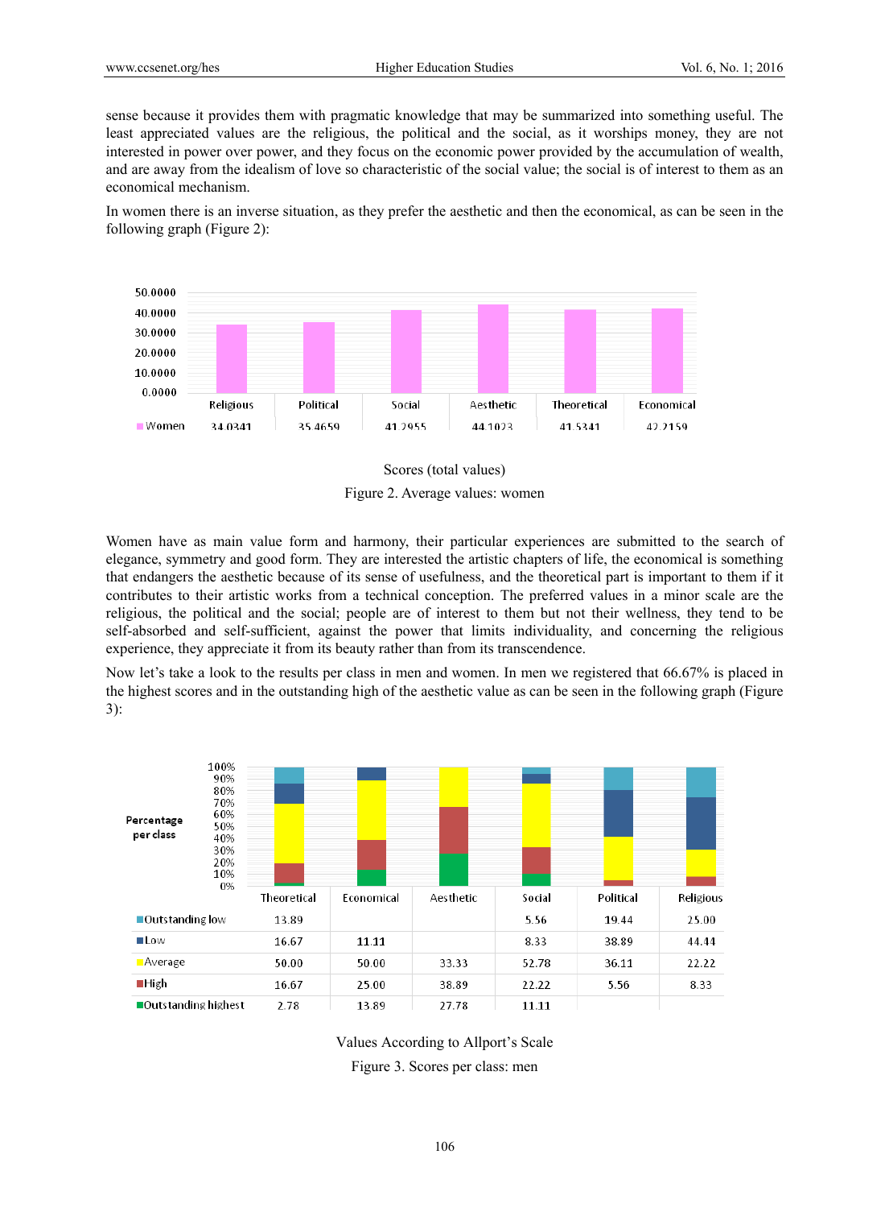sense because it provides them with pragmatic knowledge that may be summarized into something useful. The least appreciated values are the religious, the political and the social, as it worships money, they are not interested in power over power, and they focus on the economic power provided by the accumulation of wealth, and are away from the idealism of love so characteristic of the social value; the social is of interest to them as an economical mechanism.

In women there is an inverse situation, as they prefer the aesthetic and then the economical, as can be seen in the following graph (Figure 2):

| | Religious | Political | Social | Aesthetic | Theoretical | Economical |
|---|---|---|---|---|---|---|
| Women | 34.0341 | 35.4659 | 41.2955 | 44.1023 | 41.5341 | 42.2159 |

Scores (total values)

Figure 2. Average values: women

Women have as main value form and harmony, their particular experiences are submitted to the search of elegance, symmetry and good form. They are interested the artistic chapters of life, the economical is something that endangers the aesthetic because of its sense of usefulness, and the theoretical part is important to them if it contributes to their artistic works from a technical conception. The preferred values in a minor scale are the religious, the political and the social; people are of interest to them but not their wellness, they tend to be self-absorbed and self-sufficient, against the power that limits individuality, and concerning the religious experience, they appreciate it from its beauty rather than from its transcendence.

Now let's take a look to the results per class in men and women. In men we registered that 66.67% is placed in the highest scores and in the outstanding high of the aesthetic value as can be seen in the following graph (Figure 3):

| Percentage per class | Theoretical | Economical | Aesthetic | Social | Political | Religious |
|---|---|---|---|---|---|---|
| Outstanding low | 13.89 | | | 5.56 | 19.44 | 25.00 |
| Low | 16.67 | 11.11 | | 8.33 | 38.89 | 44.44 |
| Average | 50.00 | 50.00 | 33.33 | 52.78 | 36.11 | 22.22 |
| High | 16.67 | 25.00 | 38.89 | 22.22 | 5.56 | 8.33 |
| Outstanding highest | 2.78 | 13.89 | 27.78 | 11.11 | | |

Values According to Allport's Scale

Figure 3. Scores per class: men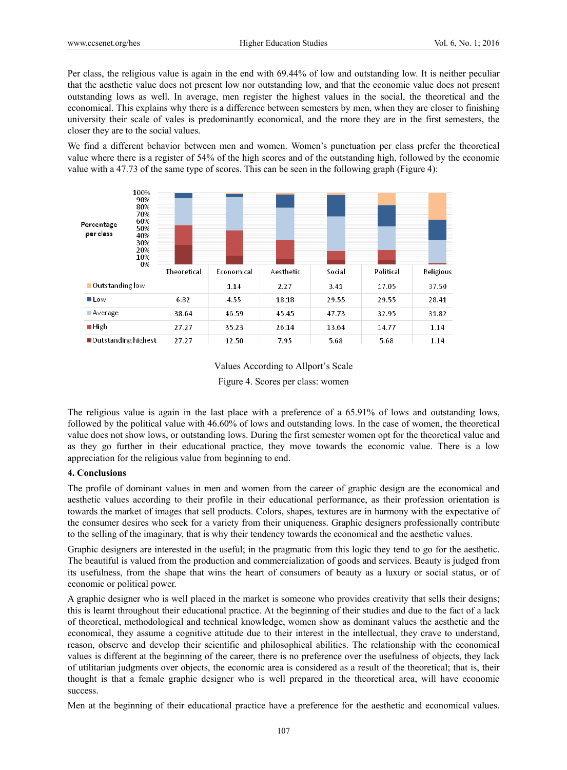Per class, the religious value is again in the end with 69.44% of low and outstanding low. It is neither peculiar that the aesthetic value does not present low nor outstanding low, and that the economic value does not present outstanding lows as well. In average, men register the highest values in the social, the theoretical and the economical. This explains why there is a difference between semesters by men, when they are closer to finishing university their scale of vales is predominantly economical, and the more they are in the first semesters, the closer they are to the social values.

We find a different behavior between men and women. Women's punctuation per class prefer the theoretical value where there is a register of 54% of the high scores and of the outstanding high, followed by the economic value with a 47.73 of the same type of scores. This can be seen in the following graph (Figure 4):

| Percentage per class | Theoretical | Economical | Aesthetic | Social | Political | Religious |
|---|---|---|---|---|---|---|
| Outstanding low | | 1.14 | 2.27 | 3.41 | 17.05 | 37.50 |
| Low | 6.82 | 4.55 | 18.18 | 29.55 | 29.55 | 28.41 |
| Average | 38.64 | 46.59 | 45.45 | 47.73 | 32.95 | 31.82 |
| High | 27.27 | 35.23 | 26.14 | 13.64 | 14.77 | 1.14 |
| Outstanding highest | 27.27 | 12.50 | 7.95 | 5.68 | 5.68 | 1.14 |

Values According to Allport's Scale

Figure 4. Scores per class: women

The religious value is again in the last place with a preference of a 65.91% of lows and outstanding lows, followed by the political value with 46.60% of lows and outstanding lows. In the case of women, the theoretical value does not show lows, or outstanding lows. During the first semester women opt for the theoretical value and as they go further in their educational practice, they move towards the economic value. There is a low appreciation for the religious value from beginning to end.

## 4. Conclusions

The profile of dominant values in men and women from the career of graphic design are the economical and aesthetic values according to their profile in their educational performance, as their profession orientation is towards the market of images that sell products. Colors, shapes, textures are in harmony with the expectative of the consumer desires who seek for a variety from their uniqueness. Graphic designers professionally contribute to the selling of the imaginary, that is why their tendency towards the economical and the aesthetic values.

Graphic designers are interested in the useful; in the pragmatic from this logic they tend to go for the aesthetic. The beautiful is valued from the production and commercialization of goods and services. Beauty is judged from its usefulness, from the shape that wins the heart of consumers of beauty as a luxury or social status, or of economic or political power.

A graphic designer who is well placed in the market is someone who provides creativity that sells their designs; this is learnt throughout their educational practice. At the beginning of their studies and due to the fact of a lack of theoretical, methodological and technical knowledge, women show as dominant values the aesthetic and the economical, they assume a cognitive attitude due to their interest in the intellectual, they crave to understand, reason, observe and develop their scientific and philosophical abilities. The relationship with the economical values is different at the beginning of the career, there is no preference over the usefulness of objects, they lack of utilitarian judgments over objects, the economic area is considered as a result of the theoretical; that is, their thought is that a female graphic designer who is well prepared in the theoretical area, will have economic success.

Men at the beginning of their educational practice have a preference for the aesthetic and economical values.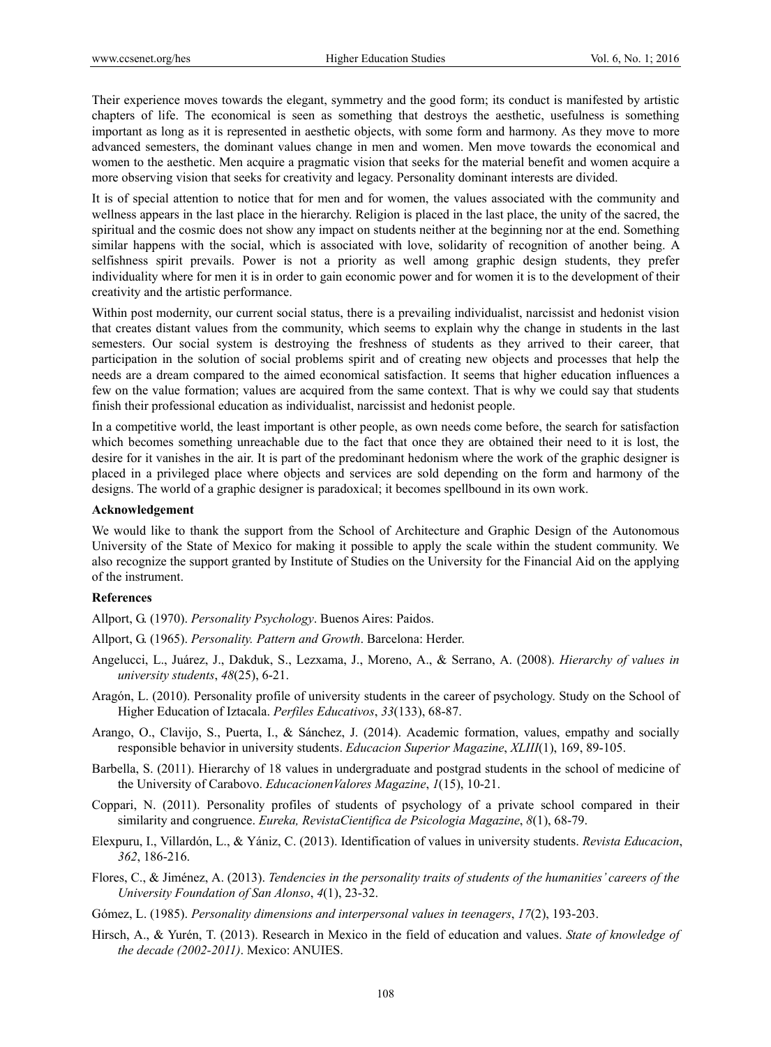Their experience moves towards the elegant, symmetry and the good form; its conduct is manifested by artistic chapters of life. The economical is seen as something that destroys the aesthetic, usefulness is something important as long as it is represented in aesthetic objects, with some form and harmony. As they move to more advanced semesters, the dominant values change in men and women. Men move towards the economical and women to the aesthetic. Men acquire a pragmatic vision that seeks for the material benefit and women acquire a more observing vision that seeks for creativity and legacy. Personality dominant interests are divided.

It is of special attention to notice that for men and for women, the values associated with the community and wellness appears in the last place in the hierarchy. Religion is placed in the last place, the unity of the sacred, the spiritual and the cosmic does not show any impact on students neither at the beginning nor at the end. Something similar happens with the social, which is associated with love, solidarity of recognition of another being. A selfishness spirit prevails. Power is not a priority as well among graphic design students, they prefer individuality where for men it is in order to gain economic power and for women it is to the development of their creativity and the artistic performance.

Within post modernity, our current social status, there is a prevailing individualist, narcissist and hedonist vision that creates distant values from the community, which seems to explain why the change in students in the last semesters. Our social system is destroying the freshness of students as they arrived to their career, that participation in the solution of social problems spirit and of creating new objects and processes that help the needs are a dream compared to the aimed economical satisfaction. It seems that higher education influences a few on the value formation; values are acquired from the same context. That is why we could say that students finish their professional education as individualist, narcissist and hedonist people.

In a competitive world, the least important is other people, as own needs come before, the search for satisfaction which becomes something unreachable due to the fact that once they are obtained their need to it is lost, the desire for it vanishes in the air. It is part of the predominant hedonism where the work of the graphic designer is placed in a privileged place where objects and services are sold depending on the form and harmony of the designs. The world of a graphic designer is paradoxical; it becomes spellbound in its own work.

**Acknowledgement**

We would like to thank the support from the School of Architecture and Graphic Design of the Autonomous University of the State of Mexico for making it possible to apply the scale within the student community. We also recognize the support granted by Institute of Studies on the University for the Financial Aid on the applying of the instrument.

**References**

Allport, G. (1970). *Personality Psychology*. Buenos Aires: Paidos.

Allport, G. (1965). *Personality. Pattern and Growth*. Barcelona: Herder.

Angelucci, L., Juárez, J., Dakduk, S., Lezxama, J., Moreno, A., & Serrano, A. (2008). *Hierarchy of values in university students*, *48*(25), 6-21.

Aragón, L. (2010). Personality profile of university students in the career of psychology. Study on the School of Higher Education of Iztacala. *Perfiles Educativos*, *33*(133), 68-87.

Arango, O., Clavijo, S., Puerta, I., & Sánchez, J. (2014). Academic formation, values, empathy and socially responsible behavior in university students. *Educacion Superior Magazine*, *XLIII*(1), 169, 89-105.

Barbella, S. (2011). Hierarchy of 18 values in undergraduate and postgrad students in the school of medicine of the University of Carabovo. *EducacionenValores Magazine*, *1*(15), 10-21.

Coppari, N. (2011). Personality profiles of students of psychology of a private school compared in their similarity and congruence. *Eureka, RevistaCientifica de Psicologia Magazine*, *8*(1), 68-79.

Elexpuru, I., Villardón, L., & Yániz, C. (2013). Identification of values in university students. *Revista Educacion*, *362*, 186-216.

Flores, C., & Jiménez, A. (2013). *Tendencies in the personality traits of students of the humanities' careers of the University Foundation of San Alonso*, *4*(1), 23-32.

Gómez, L. (1985). *Personality dimensions and interpersonal values in teenagers*, *17*(2), 193-203.

Hirsch, A., & Yurén, T. (2013). Research in Mexico in the field of education and values. *State of knowledge of the decade (2002-2011)*. Mexico: ANUIES.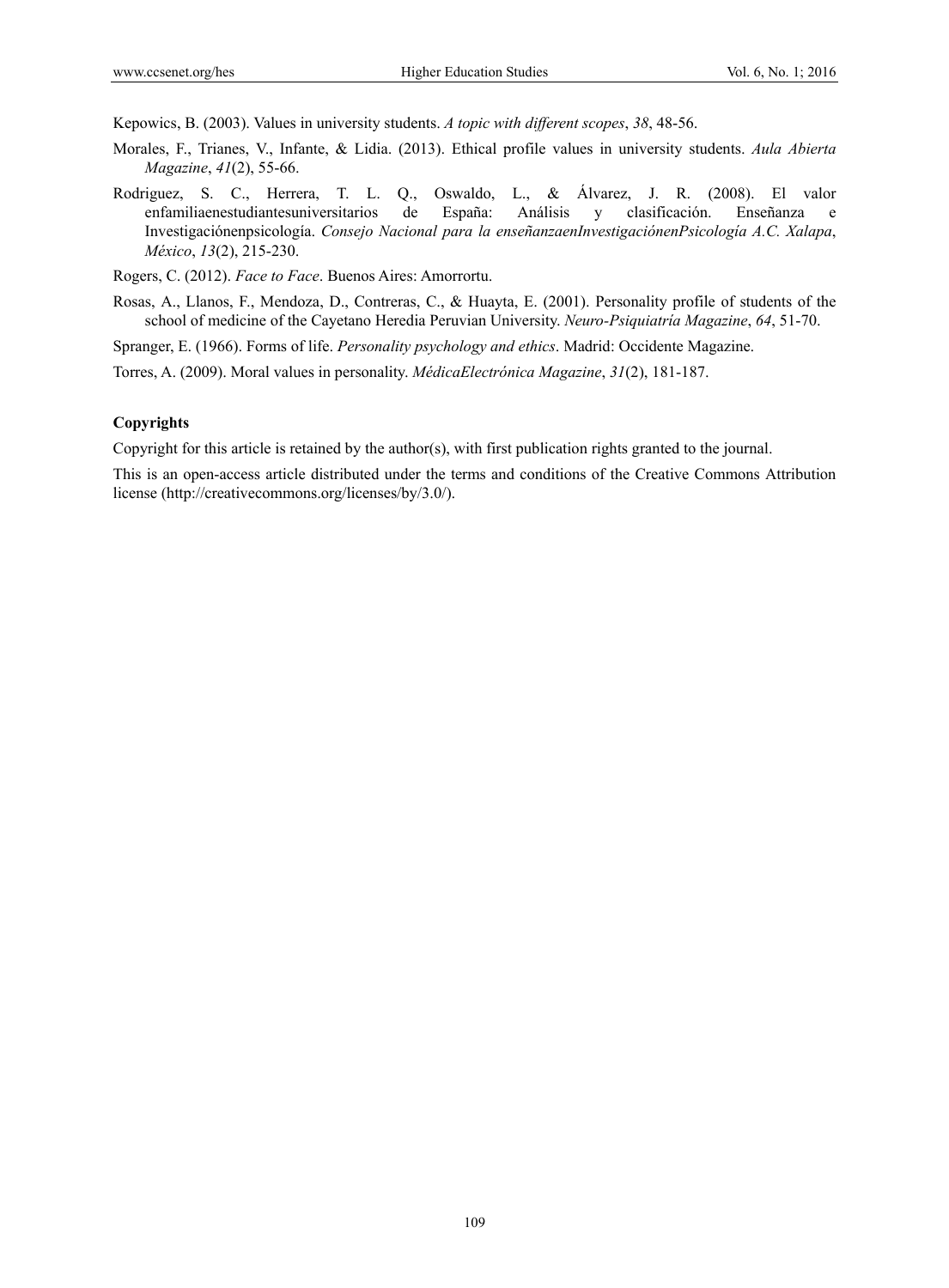Kepowics, B. (2003). Values in university students. *A topic with different scopes*, *38*, 48-56.

Morales, F., Trianes, V., Infante, & Lidia. (2013). Ethical profile values in university students. *Aula Abierta Magazine*, *41*(2), 55-66.

Rodriguez, S. C., Herrera, T. L. Q., Oswaldo, L., & Álvarez, J. R. (2008). El valor enfamiliaenestudiantesuniversitarios de España: Análisis y clasificación. Enseñanza e Investigaciónenpsicología. *Consejo Nacional para la enseñanzaenInvestigaciónenPsicología A.C. Xalapa*, *México*, *13*(2), 215-230.

Rogers, C. (2012). *Face to Face*. Buenos Aires: Amorrortu.

Rosas, A., Llanos, F., Mendoza, D., Contreras, C., & Huayta, E. (2001). Personality profile of students of the school of medicine of the Cayetano Heredia Peruvian University. *Neuro-Psiquiatría Magazine*, *64*, 51-70.

Spranger, E. (1966). Forms of life. *Personality psychology and ethics*. Madrid: Occidente Magazine.

Torres, A. (2009). Moral values in personality. *MédicaElectrónica Magazine*, *31*(2), 181-187.

**Copyrights**

Copyright for this article is retained by the author(s), with first publication rights granted to the journal.

This is an open-access article distributed under the terms and conditions of the Creative Commons Attribution license (http://creativecommons.org/licenses/by/3.0/).